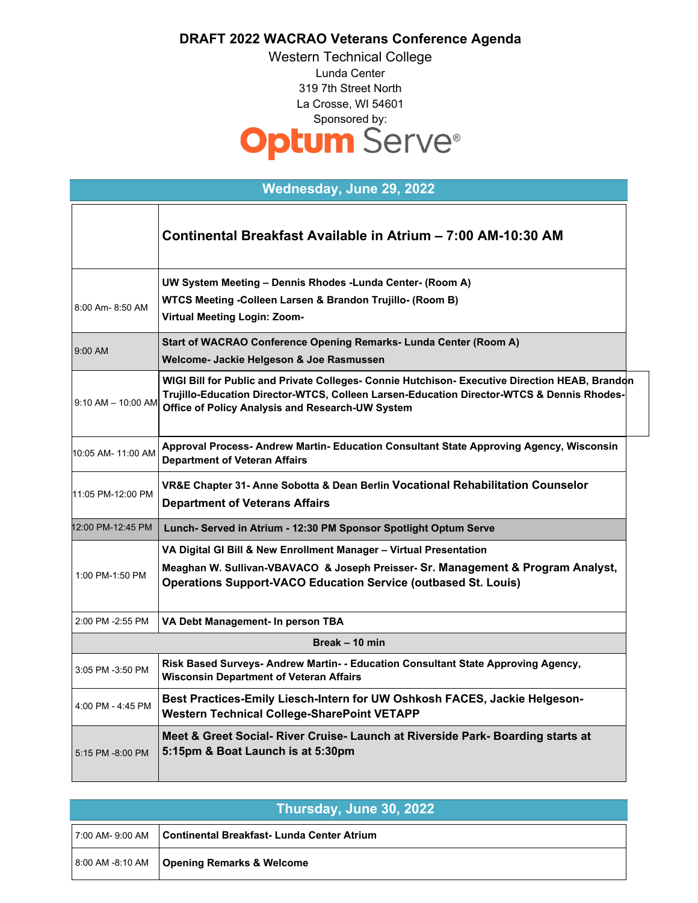# DRAFT 2022 WACRAO Veterans Conference Agenda

Western Technical College
Lunda Center
319 7th Street North
La Crosse, WI 54601
Sponsored by:

Optum Serve®

## Wednesday, June 29, 2022

| | |
|---|---|
| | **Continental Breakfast Available in Atrium – 7:00 AM-10:30 AM** |
| 8:00 Am- 8:50 AM | **UW System Meeting – Dennis Rhodes -Lunda Center- (Room A)**<br>**WTCS Meeting -Colleen Larsen & Brandon Trujillo- (Room B)**<br>**Virtual Meeting Login: Zoom-** |
| 9:00 AM | **Start of WACRAO Conference Opening Remarks- Lunda Center (Room A)**<br>**Welcome- Jackie Helgeson & Joe Rasmussen** |
| 9:10 AM – 10:00 AM | **WIGI Bill for Public and Private Colleges- Connie Hutchison- Executive Direction HEAB, Brandon Trujillo-Education Director-WTCS, Colleen Larsen-Education Director-WTCS & Dennis Rhodes-Office of Policy Analysis and Research-UW System** |
| 10:05 AM- 11:00 AM | **Approval Process- Andrew Martin- Education Consultant State Approving Agency, Wisconsin Department of Veteran Affairs** |
| 11:05 PM-12:00 PM | **VR&E Chapter 31- Anne Sobotta & Dean Berlin Vocational Rehabilitation Counselor Department of Veterans Affairs** |
| 12:00 PM-12:45 PM | **Lunch- Served in Atrium - 12:30 PM Sponsor Spotlight Optum Serve** |
| 1:00 PM-1:50 PM | **VA Digital GI Bill & New Enrollment Manager – Virtual Presentation**<br>**Meaghan W. Sullivan-VBAVACO & Joseph Preisser- Sr. Management & Program Analyst, Operations Support-VACO Education Service (outbased St. Louis)** |
| 2:00 PM -2:55 PM | **VA Debt Management- In person TBA** |
| **Break – 10 min** | |
| 3:05 PM -3:50 PM | **Risk Based Surveys- Andrew Martin- - Education Consultant State Approving Agency, Wisconsin Department of Veteran Affairs** |
| 4:00 PM - 4:45 PM | **Best Practices-Emily Liesch-Intern for UW Oshkosh FACES, Jackie Helgeson-Western Technical College-SharePoint VETAPP** |
| 5:15 PM -8:00 PM | **Meet & Greet Social- River Cruise- Launch at Riverside Park- Boarding starts at 5:15pm & Boat Launch is at 5:30pm** |

## Thursday, June 30, 2022

| | |
|---|---|
| 7:00 AM- 9:00 AM | **Continental Breakfast- Lunda Center Atrium** |
| 8:00 AM -8:10 AM | **Opening Remarks & Welcome** |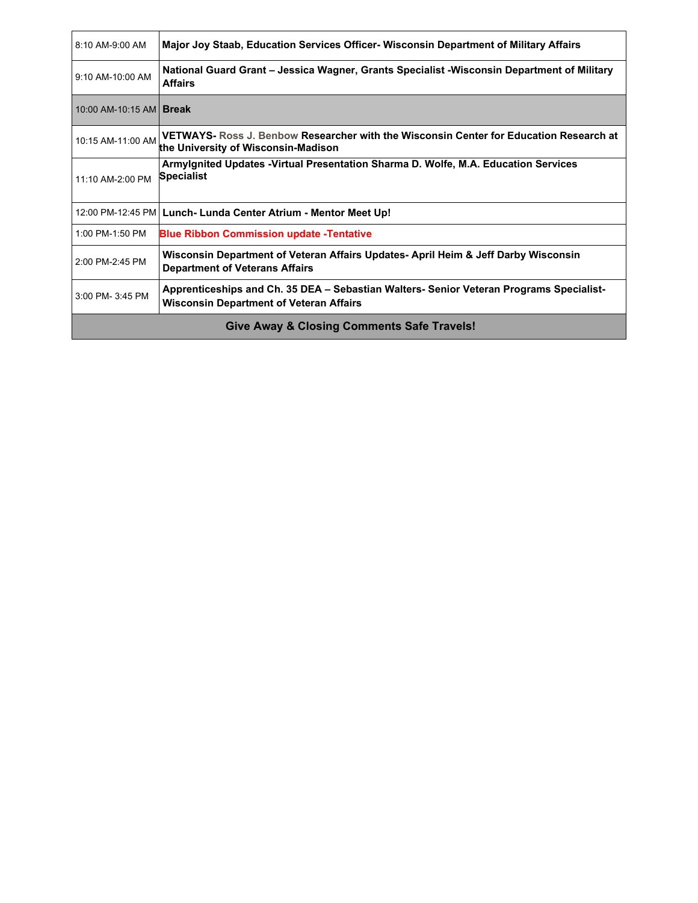| | |
|---|---|
| 8:10 AM-9:00 AM | **Major Joy Staab, Education Services Officer- Wisconsin Department of Military Affairs** |
| 9:10 AM-10:00 AM | **National Guard Grant – Jessica Wagner, Grants Specialist -Wisconsin Department of Military Affairs** |
| 10:00 AM-10:15 AM | **Break** |
| 10:15 AM-11:00 AM | **VETWAYS- Ross J. Benbow Researcher with the Wisconsin Center for Education Research at the University of Wisconsin-Madison** |
| 11:10 AM-2:00 PM | **ArmyIgnited Updates -Virtual Presentation Sharma D. Wolfe, M.A. Education Services Specialist** |
| 12:00 PM-12:45 PM | **Lunch- Lunda Center Atrium - Mentor Meet Up!** |
| 1:00 PM-1:50 PM | **Blue Ribbon Commission update -Tentative** |
| 2:00 PM-2:45 PM | **Wisconsin Department of Veteran Affairs Updates- April Heim & Jeff Darby Wisconsin Department of Veterans Affairs** |
| 3:00 PM- 3:45 PM | **Apprenticeships and Ch. 35 DEA – Sebastian Walters- Senior Veteran Programs Specialist- Wisconsin Department of Veteran Affairs** |
| **Give Away & Closing Comments Safe Travels!** | |